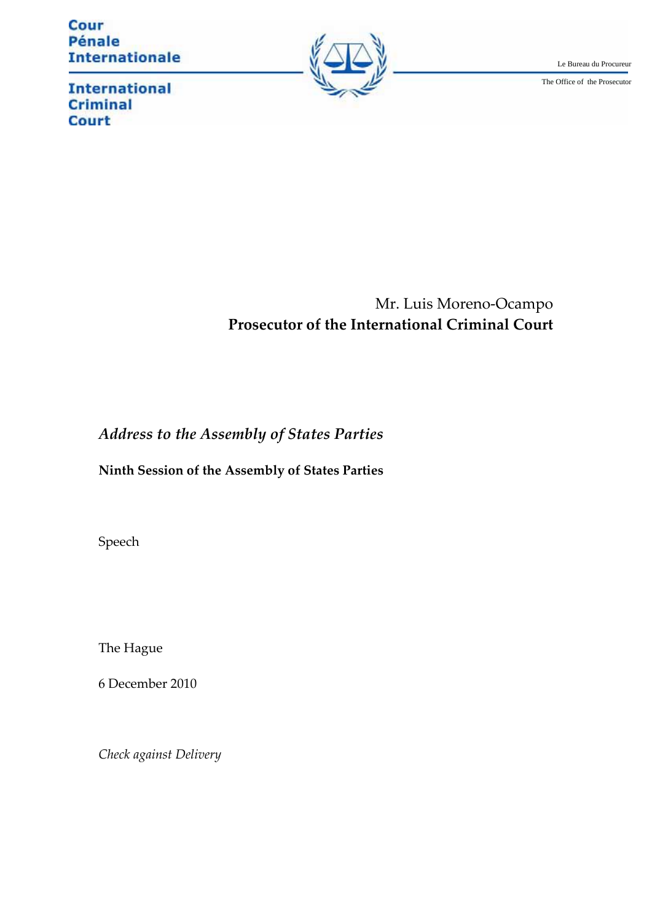Cour Pénale Internationale

International Criminal Court

Le Bureau du Procureur

The Office of the Prosecutor

Mr. Luis Moreno-Ocampo

**Prosecutor of the International Criminal Court**

# *Address to the Assembly of States Parties*

**Ninth Session of the Assembly of States Parties**

Speech

The Hague

6 December 2010

*Check against Delivery*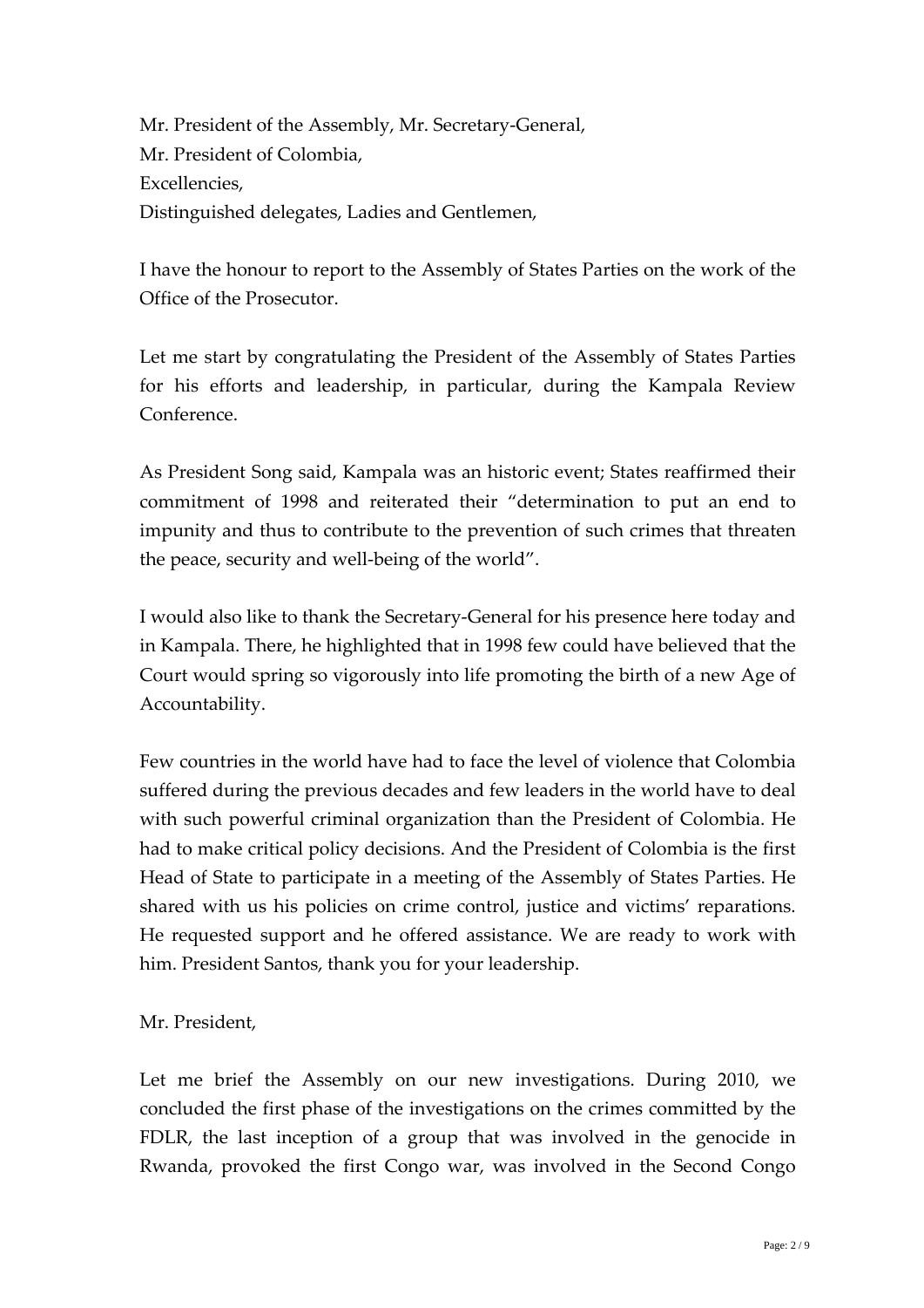Mr. President of the Assembly, Mr. Secretary-General,
Mr. President of Colombia,
Excellencies,
Distinguished delegates, Ladies and Gentlemen,

I have the honour to report to the Assembly of States Parties on the work of the Office of the Prosecutor.

Let me start by congratulating the President of the Assembly of States Parties for his efforts and leadership, in particular, during the Kampala Review Conference.

As President Song said, Kampala was an historic event; States reaffirmed their commitment of 1998 and reiterated their "determination to put an end to impunity and thus to contribute to the prevention of such crimes that threaten the peace, security and well-being of the world".

I would also like to thank the Secretary-General for his presence here today and in Kampala. There, he highlighted that in 1998 few could have believed that the Court would spring so vigorously into life promoting the birth of a new Age of Accountability.

Few countries in the world have had to face the level of violence that Colombia suffered during the previous decades and few leaders in the world have to deal with such powerful criminal organization than the President of Colombia. He had to make critical policy decisions. And the President of Colombia is the first Head of State to participate in a meeting of the Assembly of States Parties. He shared with us his policies on crime control, justice and victims' reparations. He requested support and he offered assistance. We are ready to work with him. President Santos, thank you for your leadership.

Mr. President,

Let me brief the Assembly on our new investigations. During 2010, we concluded the first phase of the investigations on the crimes committed by the FDLR, the last inception of a group that was involved in the genocide in Rwanda, provoked the first Congo war, was involved in the Second Congo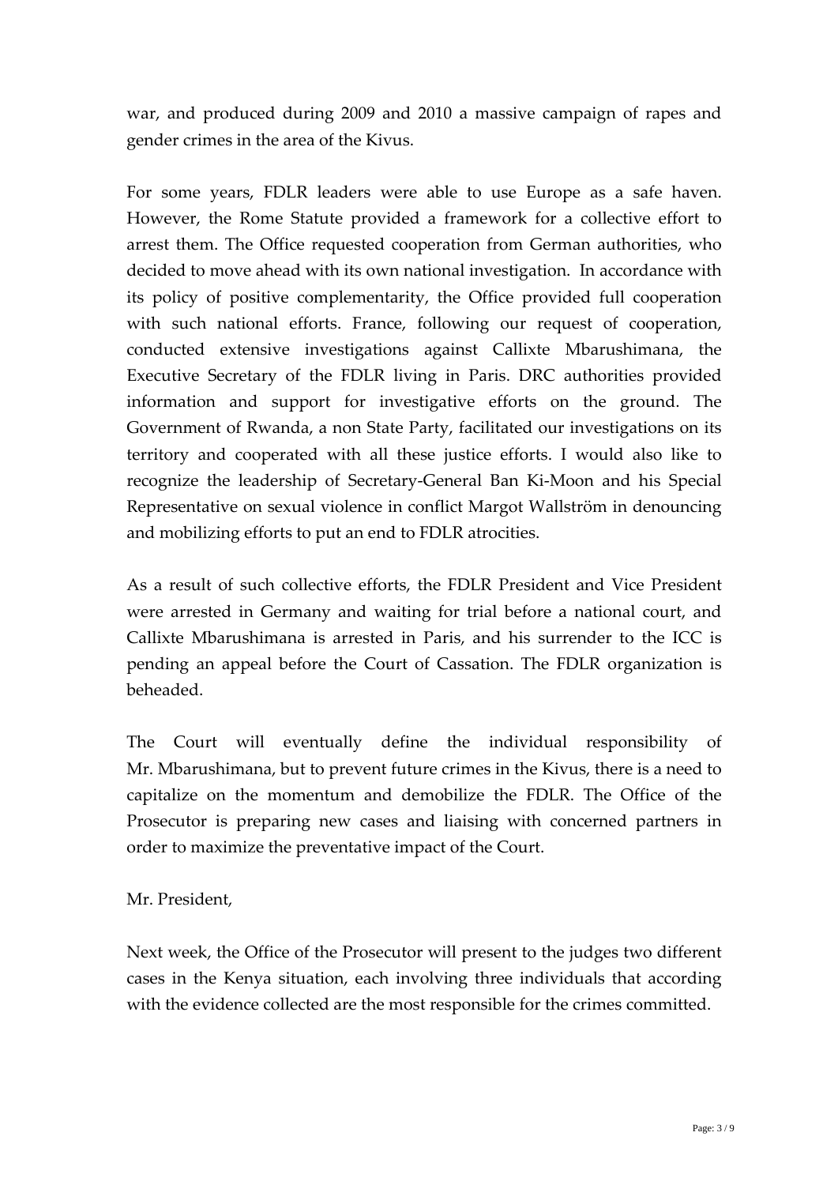war, and produced during 2009 and 2010 a massive campaign of rapes and gender crimes in the area of the Kivus.

For some years, FDLR leaders were able to use Europe as a safe haven. However, the Rome Statute provided a framework for a collective effort to arrest them. The Office requested cooperation from German authorities, who decided to move ahead with its own national investigation. In accordance with its policy of positive complementarity, the Office provided full cooperation with such national efforts. France, following our request of cooperation, conducted extensive investigations against Callixte Mbarushimana, the Executive Secretary of the FDLR living in Paris. DRC authorities provided information and support for investigative efforts on the ground. The Government of Rwanda, a non State Party, facilitated our investigations on its territory and cooperated with all these justice efforts. I would also like to recognize the leadership of Secretary-General Ban Ki-Moon and his Special Representative on sexual violence in conflict Margot Wallström in denouncing and mobilizing efforts to put an end to FDLR atrocities.

As a result of such collective efforts, the FDLR President and Vice President were arrested in Germany and waiting for trial before a national court, and Callixte Mbarushimana is arrested in Paris, and his surrender to the ICC is pending an appeal before the Court of Cassation. The FDLR organization is beheaded.

The Court will eventually define the individual responsibility of Mr. Mbarushimana, but to prevent future crimes in the Kivus, there is a need to capitalize on the momentum and demobilize the FDLR. The Office of the Prosecutor is preparing new cases and liaising with concerned partners in order to maximize the preventative impact of the Court.

Mr. President,

Next week, the Office of the Prosecutor will present to the judges two different cases in the Kenya situation, each involving three individuals that according with the evidence collected are the most responsible for the crimes committed.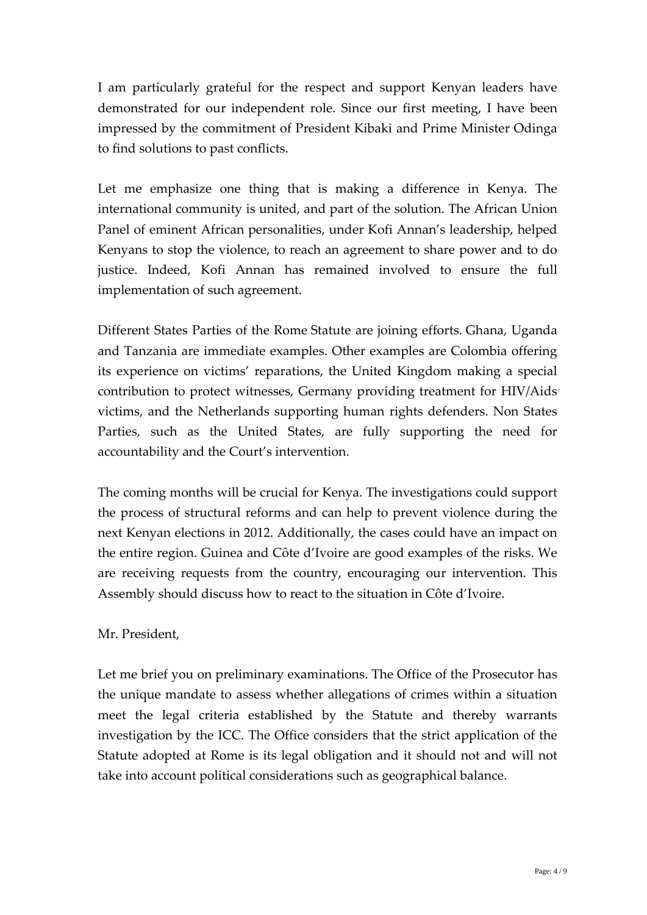I am particularly grateful for the respect and support Kenyan leaders have demonstrated for our independent role. Since our first meeting, I have been impressed by the commitment of President Kibaki and Prime Minister Odinga to find solutions to past conflicts.

Let me emphasize one thing that is making a difference in Kenya. The international community is united, and part of the solution. The African Union Panel of eminent African personalities, under Kofi Annan's leadership, helped Kenyans to stop the violence, to reach an agreement to share power and to do justice. Indeed, Kofi Annan has remained involved to ensure the full implementation of such agreement.

Different States Parties of the Rome Statute are joining efforts. Ghana, Uganda and Tanzania are immediate examples. Other examples are Colombia offering its experience on victims' reparations, the United Kingdom making a special contribution to protect witnesses, Germany providing treatment for HIV/Aids victims, and the Netherlands supporting human rights defenders. Non States Parties, such as the United States, are fully supporting the need for accountability and the Court's intervention.

The coming months will be crucial for Kenya. The investigations could support the process of structural reforms and can help to prevent violence during the next Kenyan elections in 2012. Additionally, the cases could have an impact on the entire region. Guinea and Côte d'Ivoire are good examples of the risks. We are receiving requests from the country, encouraging our intervention. This Assembly should discuss how to react to the situation in Côte d'Ivoire.

Mr. President,

Let me brief you on preliminary examinations. The Office of the Prosecutor has the unique mandate to assess whether allegations of crimes within a situation meet the legal criteria established by the Statute and thereby warrants investigation by the ICC. The Office considers that the strict application of the Statute adopted at Rome is its legal obligation and it should not and will not take into account political considerations such as geographical balance.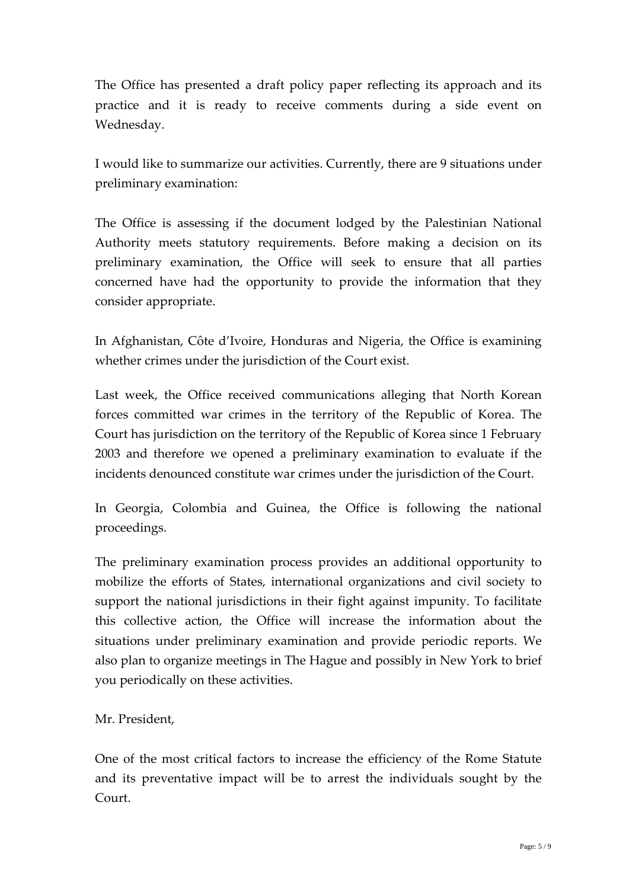The Office has presented a draft policy paper reflecting its approach and its practice and it is ready to receive comments during a side event on Wednesday.

I would like to summarize our activities. Currently, there are 9 situations under preliminary examination:

The Office is assessing if the document lodged by the Palestinian National Authority meets statutory requirements. Before making a decision on its preliminary examination, the Office will seek to ensure that all parties concerned have had the opportunity to provide the information that they consider appropriate.

In Afghanistan, Côte d'Ivoire, Honduras and Nigeria, the Office is examining whether crimes under the jurisdiction of the Court exist.

Last week, the Office received communications alleging that North Korean forces committed war crimes in the territory of the Republic of Korea. The Court has jurisdiction on the territory of the Republic of Korea since 1 February 2003 and therefore we opened a preliminary examination to evaluate if the incidents denounced constitute war crimes under the jurisdiction of the Court.

In Georgia, Colombia and Guinea, the Office is following the national proceedings.

The preliminary examination process provides an additional opportunity to mobilize the efforts of States, international organizations and civil society to support the national jurisdictions in their fight against impunity. To facilitate this collective action, the Office will increase the information about the situations under preliminary examination and provide periodic reports. We also plan to organize meetings in The Hague and possibly in New York to brief you periodically on these activities.

Mr. President,

One of the most critical factors to increase the efficiency of the Rome Statute and its preventative impact will be to arrest the individuals sought by the Court.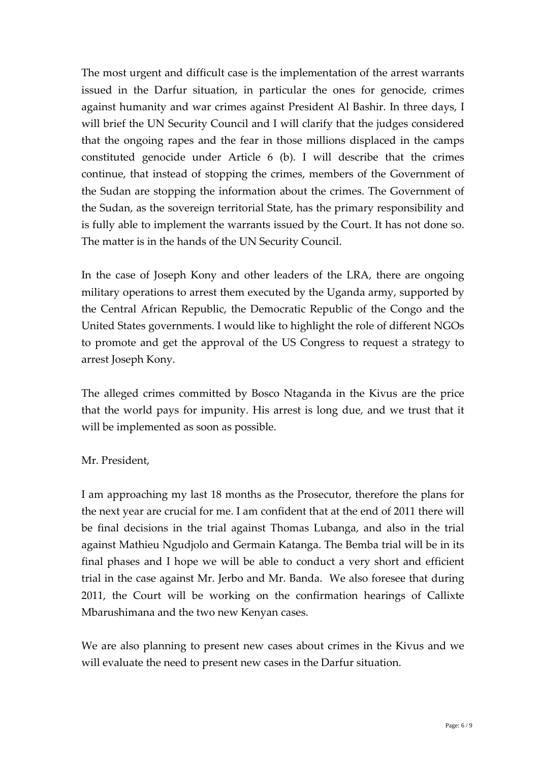The most urgent and difficult case is the implementation of the arrest warrants issued in the Darfur situation, in particular the ones for genocide, crimes against humanity and war crimes against President Al Bashir. In three days, I will brief the UN Security Council and I will clarify that the judges considered that the ongoing rapes and the fear in those millions displaced in the camps constituted genocide under Article 6 (b). I will describe that the crimes continue, that instead of stopping the crimes, members of the Government of the Sudan are stopping the information about the crimes. The Government of the Sudan, as the sovereign territorial State, has the primary responsibility and is fully able to implement the warrants issued by the Court. It has not done so. The matter is in the hands of the UN Security Council.

In the case of Joseph Kony and other leaders of the LRA, there are ongoing military operations to arrest them executed by the Uganda army, supported by the Central African Republic, the Democratic Republic of the Congo and the United States governments. I would like to highlight the role of different NGOs to promote and get the approval of the US Congress to request a strategy to arrest Joseph Kony.

The alleged crimes committed by Bosco Ntaganda in the Kivus are the price that the world pays for impunity. His arrest is long due, and we trust that it will be implemented as soon as possible.

Mr. President,

I am approaching my last 18 months as the Prosecutor, therefore the plans for the next year are crucial for me. I am confident that at the end of 2011 there will be final decisions in the trial against Thomas Lubanga, and also in the trial against Mathieu Ngudjolo and Germain Katanga. The Bemba trial will be in its final phases and I hope we will be able to conduct a very short and efficient trial in the case against Mr. Jerbo and Mr. Banda. We also foresee that during 2011, the Court will be working on the confirmation hearings of Callixte Mbarushimana and the two new Kenyan cases.

We are also planning to present new cases about crimes in the Kivus and we will evaluate the need to present new cases in the Darfur situation.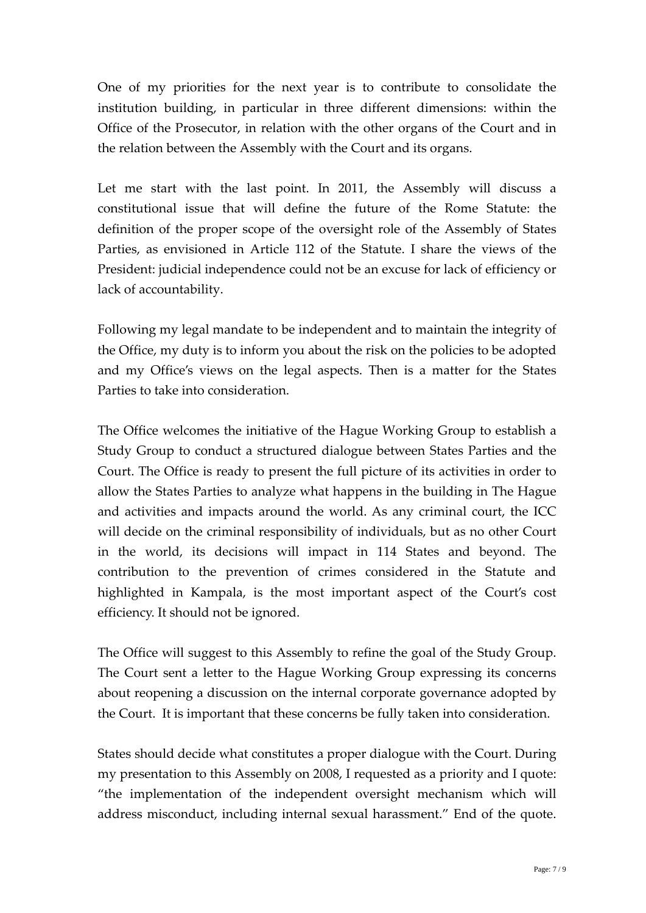One of my priorities for the next year is to contribute to consolidate the institution building, in particular in three different dimensions: within the Office of the Prosecutor, in relation with the other organs of the Court and in the relation between the Assembly with the Court and its organs.

Let me start with the last point. In 2011, the Assembly will discuss a constitutional issue that will define the future of the Rome Statute: the definition of the proper scope of the oversight role of the Assembly of States Parties, as envisioned in Article 112 of the Statute. I share the views of the President: judicial independence could not be an excuse for lack of efficiency or lack of accountability.

Following my legal mandate to be independent and to maintain the integrity of the Office, my duty is to inform you about the risk on the policies to be adopted and my Office's views on the legal aspects. Then is a matter for the States Parties to take into consideration.

The Office welcomes the initiative of the Hague Working Group to establish a Study Group to conduct a structured dialogue between States Parties and the Court. The Office is ready to present the full picture of its activities in order to allow the States Parties to analyze what happens in the building in The Hague and activities and impacts around the world. As any criminal court, the ICC will decide on the criminal responsibility of individuals, but as no other Court in the world, its decisions will impact in 114 States and beyond. The contribution to the prevention of crimes considered in the Statute and highlighted in Kampala, is the most important aspect of the Court's cost efficiency. It should not be ignored.

The Office will suggest to this Assembly to refine the goal of the Study Group. The Court sent a letter to the Hague Working Group expressing its concerns about reopening a discussion on the internal corporate governance adopted by the Court. It is important that these concerns be fully taken into consideration.

States should decide what constitutes a proper dialogue with the Court. During my presentation to this Assembly on 2008, I requested as a priority and I quote: "the implementation of the independent oversight mechanism which will address misconduct, including internal sexual harassment." End of the quote.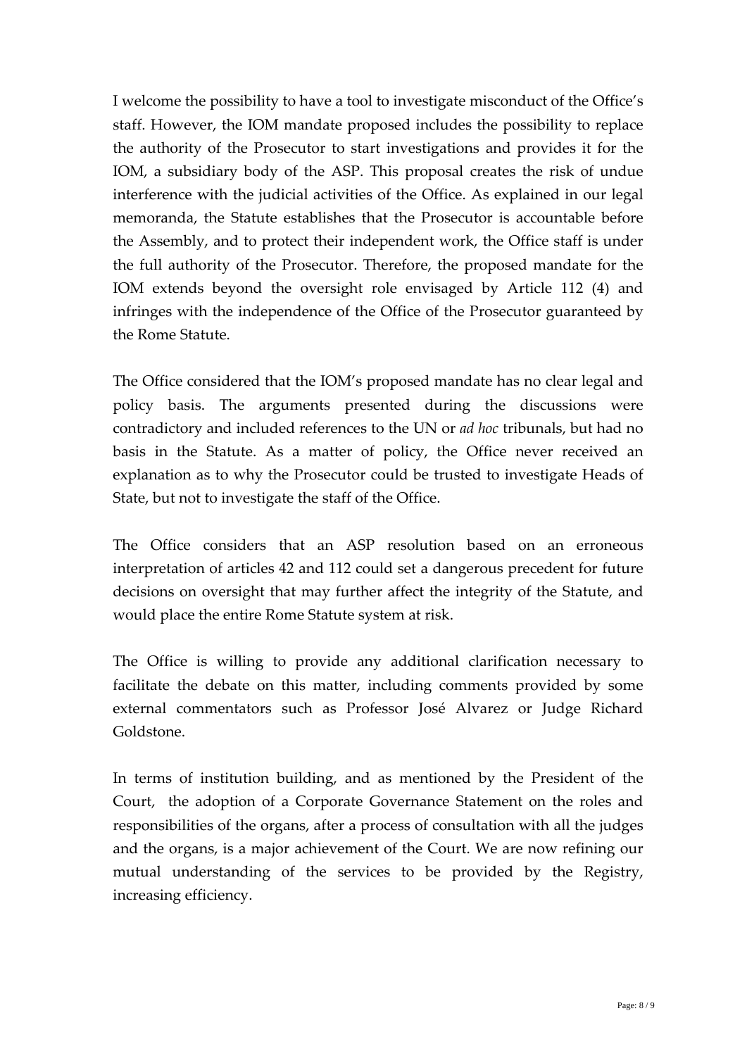I welcome the possibility to have a tool to investigate misconduct of the Office's staff. However, the IOM mandate proposed includes the possibility to replace the authority of the Prosecutor to start investigations and provides it for the IOM, a subsidiary body of the ASP. This proposal creates the risk of undue interference with the judicial activities of the Office. As explained in our legal memoranda, the Statute establishes that the Prosecutor is accountable before the Assembly, and to protect their independent work, the Office staff is under the full authority of the Prosecutor. Therefore, the proposed mandate for the IOM extends beyond the oversight role envisaged by Article 112 (4) and infringes with the independence of the Office of the Prosecutor guaranteed by the Rome Statute.

The Office considered that the IOM's proposed mandate has no clear legal and policy basis. The arguments presented during the discussions were contradictory and included references to the UN or *ad hoc* tribunals, but had no basis in the Statute. As a matter of policy, the Office never received an explanation as to why the Prosecutor could be trusted to investigate Heads of State, but not to investigate the staff of the Office.

The Office considers that an ASP resolution based on an erroneous interpretation of articles 42 and 112 could set a dangerous precedent for future decisions on oversight that may further affect the integrity of the Statute, and would place the entire Rome Statute system at risk.

The Office is willing to provide any additional clarification necessary to facilitate the debate on this matter, including comments provided by some external commentators such as Professor José Alvarez or Judge Richard Goldstone.

In terms of institution building, and as mentioned by the President of the Court, the adoption of a Corporate Governance Statement on the roles and responsibilities of the organs, after a process of consultation with all the judges and the organs, is a major achievement of the Court. We are now refining our mutual understanding of the services to be provided by the Registry, increasing efficiency.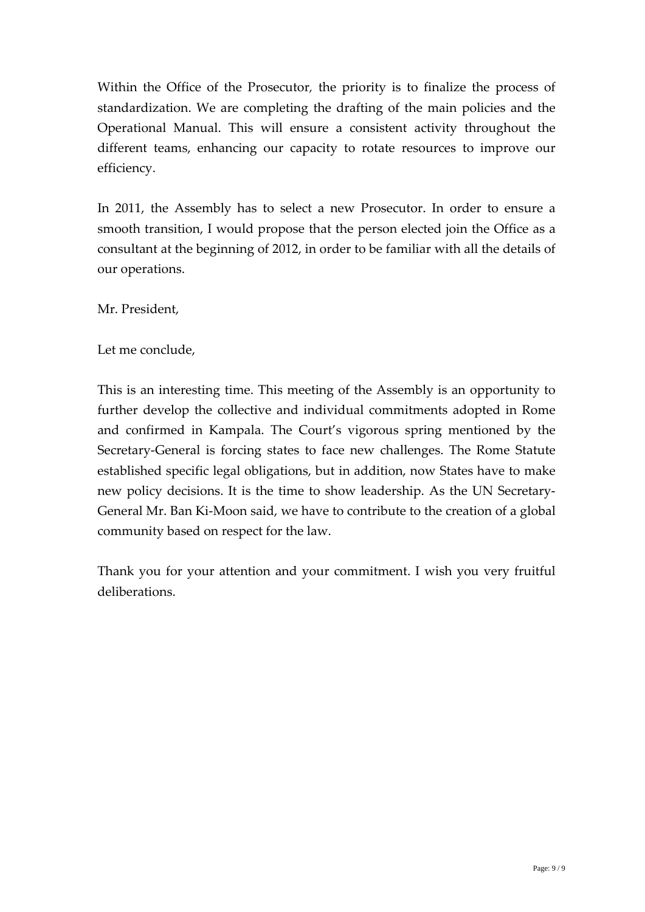Within the Office of the Prosecutor, the priority is to finalize the process of standardization. We are completing the drafting of the main policies and the Operational Manual. This will ensure a consistent activity throughout the different teams, enhancing our capacity to rotate resources to improve our efficiency.

In 2011, the Assembly has to select a new Prosecutor. In order to ensure a smooth transition, I would propose that the person elected join the Office as a consultant at the beginning of 2012, in order to be familiar with all the details of our operations.

Mr. President,

Let me conclude,

This is an interesting time. This meeting of the Assembly is an opportunity to further develop the collective and individual commitments adopted in Rome and confirmed in Kampala. The Court's vigorous spring mentioned by the Secretary-General is forcing states to face new challenges. The Rome Statute established specific legal obligations, but in addition, now States have to make new policy decisions. It is the time to show leadership. As the UN Secretary-General Mr. Ban Ki-Moon said, we have to contribute to the creation of a global community based on respect for the law.

Thank you for your attention and your commitment. I wish you very fruitful deliberations.